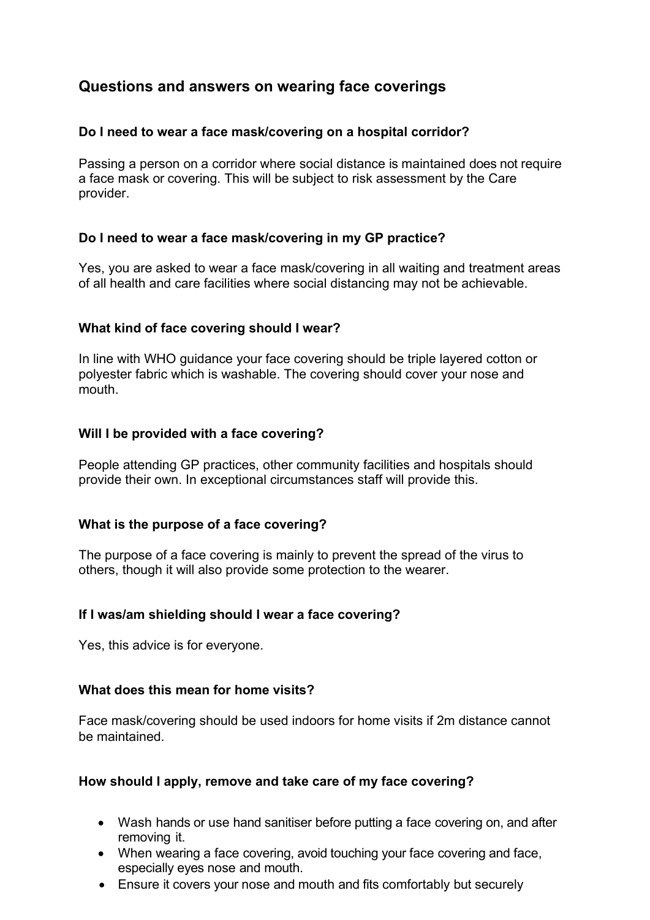# Questions and answers on wearing face coverings

### Do I need to wear a face mask/covering on a hospital corridor?

Passing a person on a corridor where social distance is maintained does not require a face mask or covering. This will be subject to risk assessment by the Care provider.

### Do I need to wear a face mask/covering in my GP practice?

Yes, you are asked to wear a face mask/covering in all waiting and treatment areas of all health and care facilities where social distancing may not be achievable.

### What kind of face covering should I wear?

In line with WHO guidance your face covering should be triple layered cotton or polyester fabric which is washable. The covering should cover your nose and mouth.

### Will I be provided with a face covering?

People attending GP practices, other community facilities and hospitals should provide their own. In exceptional circumstances staff will provide this.

### What is the purpose of a face covering?

The purpose of a face covering is mainly to prevent the spread of the virus to others, though it will also provide some protection to the wearer.

### If I was/am shielding should I wear a face covering?

Yes, this advice is for everyone.

### What does this mean for home visits?

Face mask/covering should be used indoors for home visits if 2m distance cannot be maintained.

### How should I apply, remove and take care of my face covering?

- Wash hands or use hand sanitiser before putting a face covering on, and after removing it.
- When wearing a face covering, avoid touching your face covering and face, especially eyes nose and mouth.
- Ensure it covers your nose and mouth and fits comfortably but securely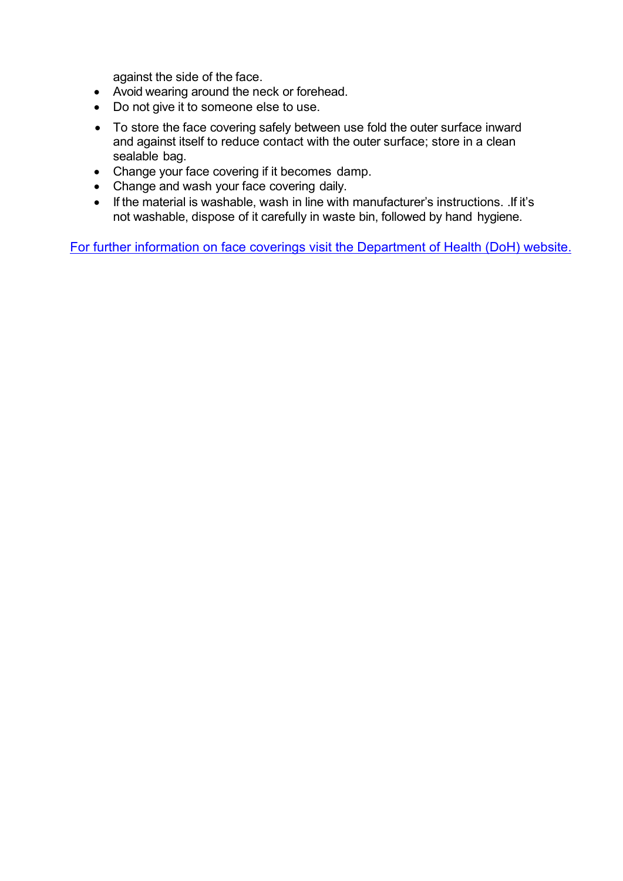against the side of the face.

- Avoid wearing around the neck or forehead.
- Do not give it to someone else to use.
- To store the face covering safely between use fold the outer surface inward and against itself to reduce contact with the outer surface; store in a clean sealable bag.
- Change your face covering if it becomes damp.
- Change and wash your face covering daily.
- If the material is washable, wash in line with manufacturer's instructions. .If it's not washable, dispose of it carefully in waste bin, followed by hand hygiene.

For further information on face coverings visit the Department of Health (DoH) website.